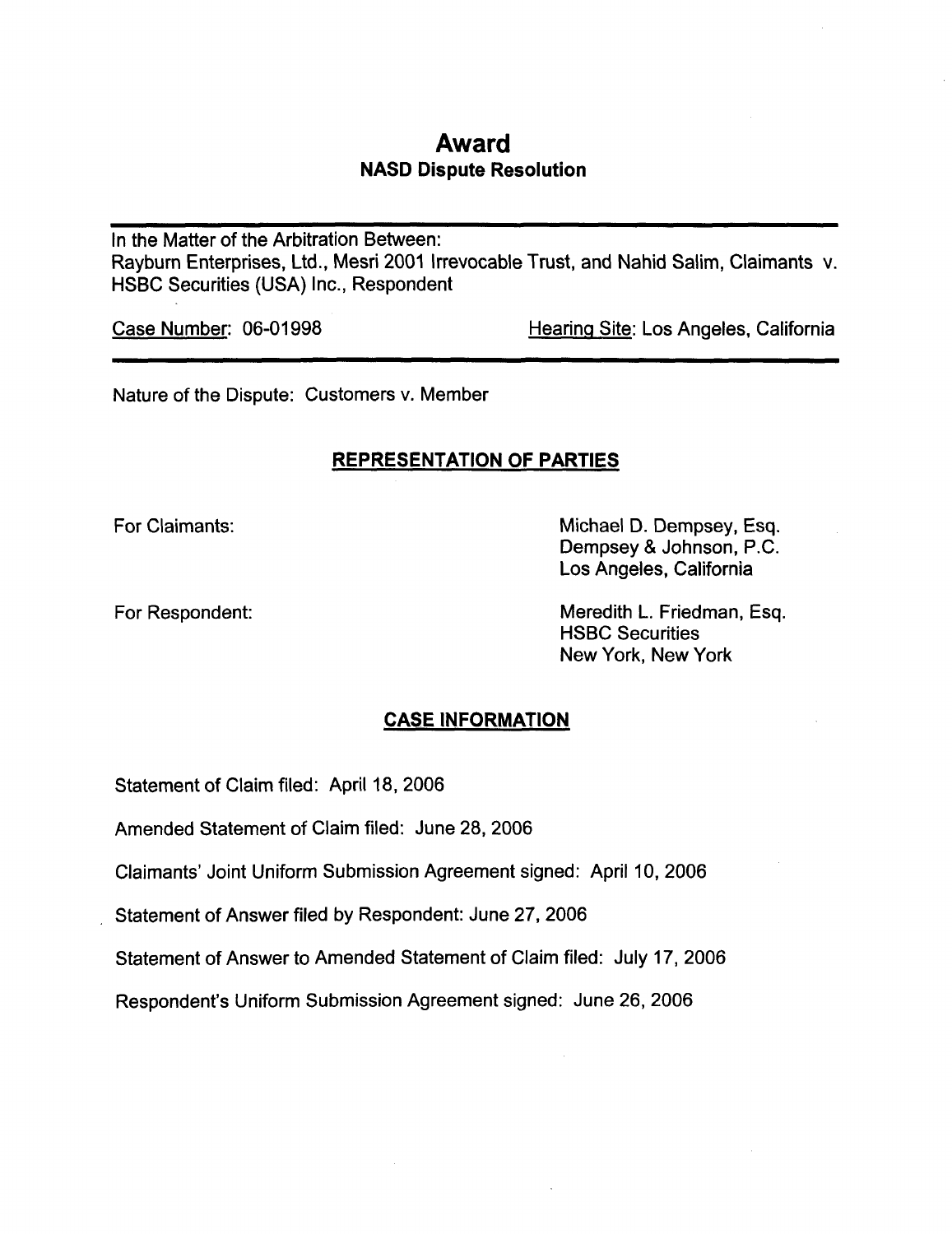# Award

## NASD Dispute Resolution

---

In the Matter of the Arbitration Between:
Rayburn Enterprises, Ltd., Mesri 2001 Irrevocable Trust, and Nahid Salim, Claimants v. HSBC Securities (USA) Inc., Respondent

Case Number: 06-01998 | Hearing Site: Los Angeles, California

---

Nature of the Dispute: Customers v. Member

### REPRESENTATION OF PARTIES

For Claimants:
Michael D. Dempsey, Esq.
Dempsey & Johnson, P.C.
Los Angeles, California

For Respondent:
Meredith L. Friedman, Esq.
HSBC Securities
New York, New York

### CASE INFORMATION

Statement of Claim filed: April 18, 2006

Amended Statement of Claim filed: June 28, 2006

Claimants' Joint Uniform Submission Agreement signed: April 10, 2006

Statement of Answer filed by Respondent: June 27, 2006

Statement of Answer to Amended Statement of Claim filed: July 17, 2006

Respondent's Uniform Submission Agreement signed: June 26, 2006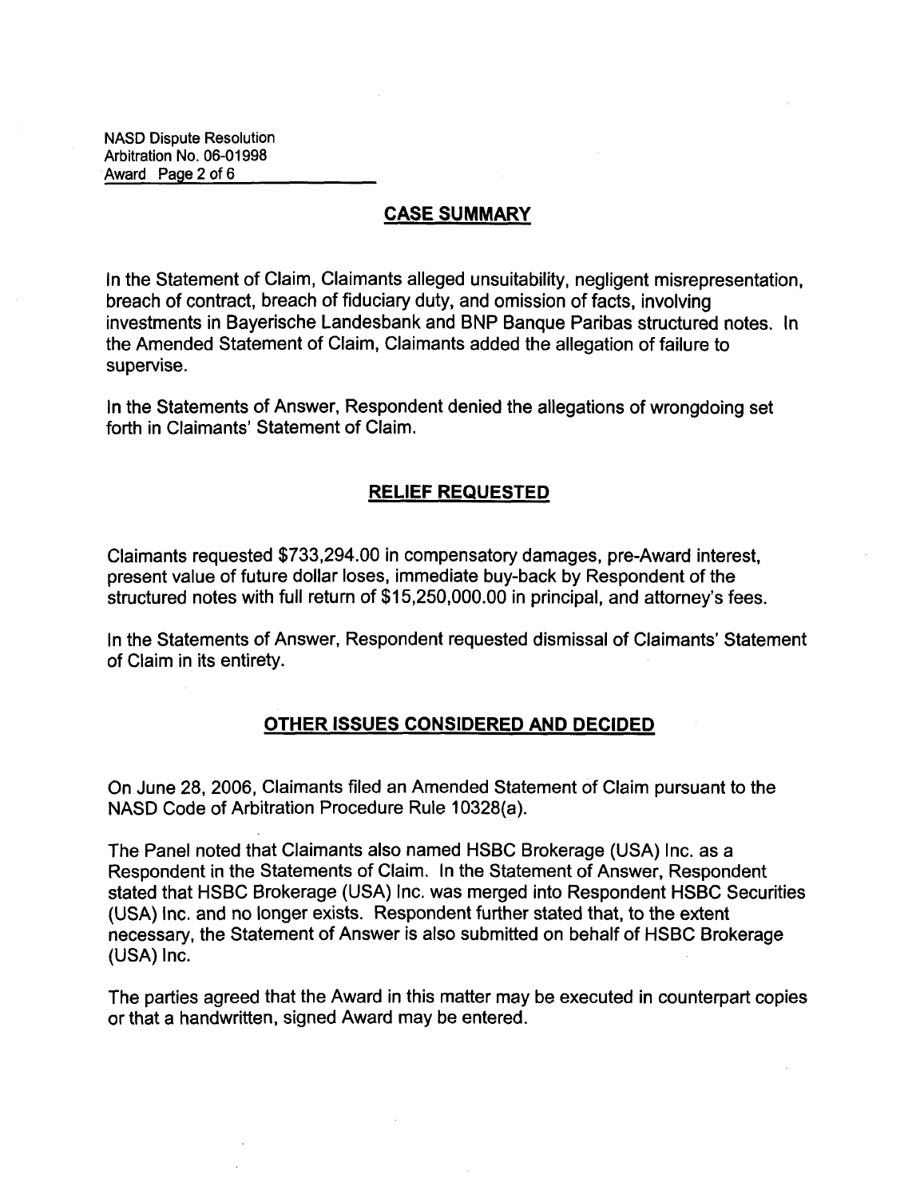## CASE SUMMARY

In the Statement of Claim, Claimants alleged unsuitability, negligent misrepresentation, breach of contract, breach of fiduciary duty, and omission of facts, involving investments in Bayerische Landesbank and BNP Banque Paribas structured notes. In the Amended Statement of Claim, Claimants added the allegation of failure to supervise.

In the Statements of Answer, Respondent denied the allegations of wrongdoing set forth in Claimants' Statement of Claim.

## RELIEF REQUESTED

Claimants requested $733,294.00 in compensatory damages, pre-Award interest, present value of future dollar loses, immediate buy-back by Respondent of the structured notes with full return of $15,250,000.00 in principal, and attorney's fees.

In the Statements of Answer, Respondent requested dismissal of Claimants' Statement of Claim in its entirety.

## OTHER ISSUES CONSIDERED AND DECIDED

On June 28, 2006, Claimants filed an Amended Statement of Claim pursuant to the NASD Code of Arbitration Procedure Rule 10328(a).

The Panel noted that Claimants also named HSBC Brokerage (USA) Inc. as a Respondent in the Statements of Claim. In the Statement of Answer, Respondent stated that HSBC Brokerage (USA) Inc. was merged into Respondent HSBC Securities (USA) Inc. and no longer exists. Respondent further stated that, to the extent necessary, the Statement of Answer is also submitted on behalf of HSBC Brokerage (USA) Inc.

The parties agreed that the Award in this matter may be executed in counterpart copies or that a handwritten, signed Award may be entered.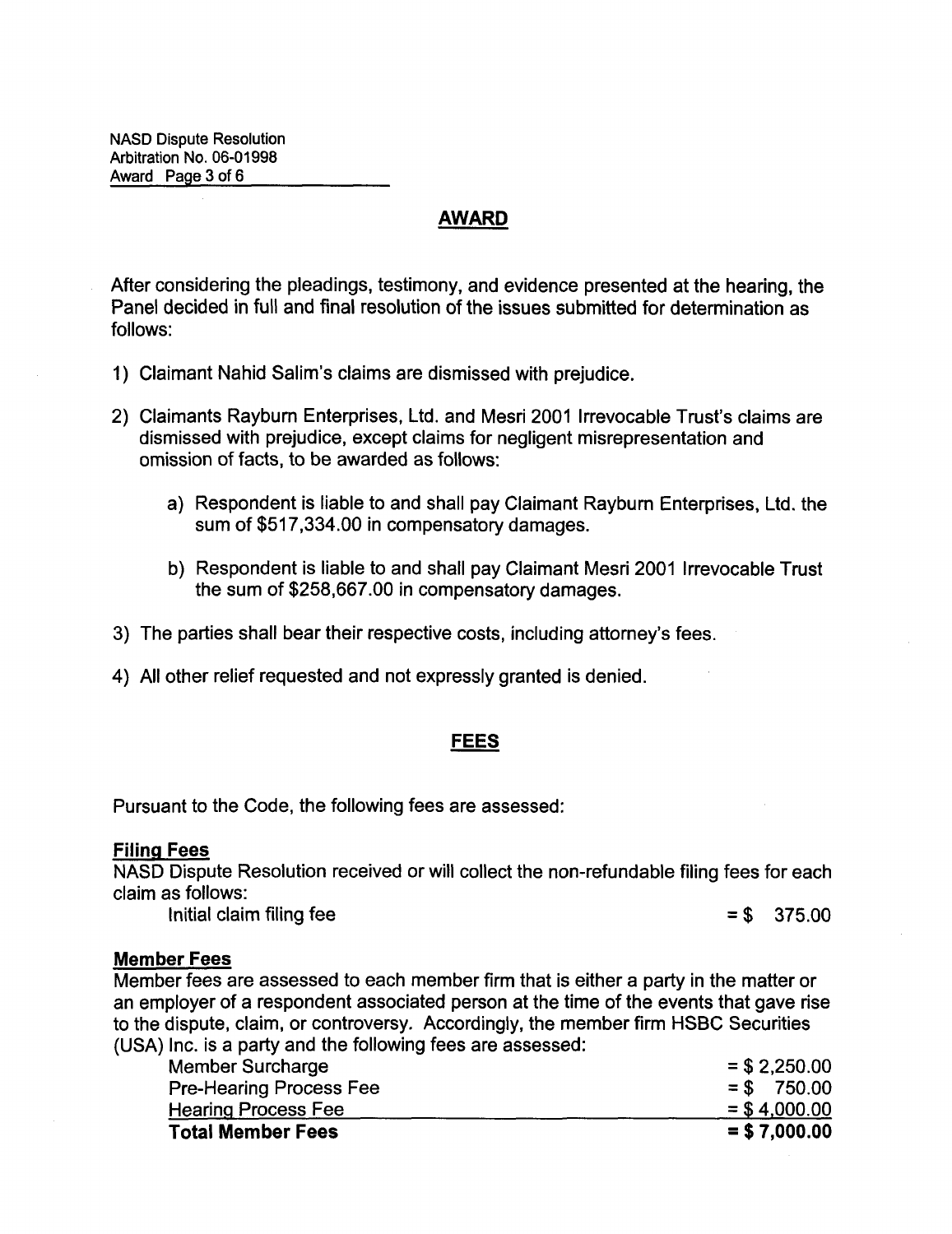## AWARD

After considering the pleadings, testimony, and evidence presented at the hearing, the Panel decided in full and final resolution of the issues submitted for determination as follows:

1) Claimant Nahid Salim's claims are dismissed with prejudice.

2) Claimants Rayburn Enterprises, Ltd. and Mesri 2001 Irrevocable Trust's claims are dismissed with prejudice, except claims for negligent misrepresentation and omission of facts, to be awarded as follows:

   a) Respondent is liable to and shall pay Claimant Rayburn Enterprises, Ltd. the sum of $517,334.00 in compensatory damages.

   b) Respondent is liable to and shall pay Claimant Mesri 2001 Irrevocable Trust the sum of $258,667.00 in compensatory damages.

3) The parties shall bear their respective costs, including attorney's fees.

4) All other relief requested and not expressly granted is denied.

## FEES

Pursuant to the Code, the following fees are assessed:

**Filing Fees**

NASD Dispute Resolution received or will collect the non-refundable filing fees for each claim as follows:

| | |
|---|---|
| Initial claim filing fee | = $ 375.00 |

**Member Fees**

Member fees are assessed to each member firm that is either a party in the matter or an employer of a respondent associated person at the time of the events that gave rise to the dispute, claim, or controversy. Accordingly, the member firm HSBC Securities (USA) Inc. is a party and the following fees are assessed:

| | |
|---|---|
| Member Surcharge | = $ 2,250.00 |
| Pre-Hearing Process Fee | = $ 750.00 |
| Hearing Process Fee | = $ 4,000.00 |
| **Total Member Fees** | **= $ 7,000.00** |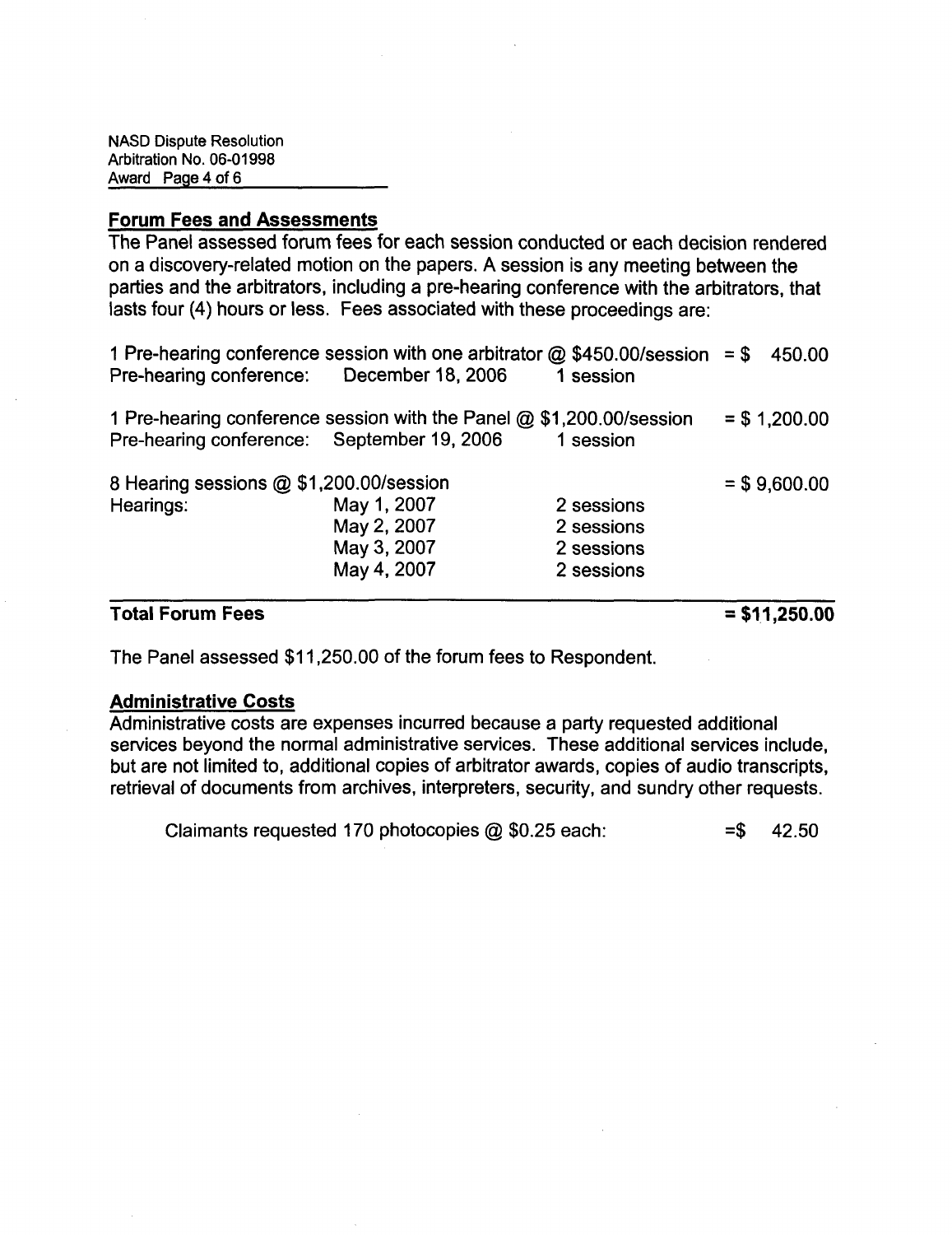## Forum Fees and Assessments

The Panel assessed forum fees for each session conducted or each decision rendered on a discovery-related motion on the papers. A session is any meeting between the parties and the arbitrators, including a pre-hearing conference with the arbitrators, that lasts four (4) hours or less. Fees associated with these proceedings are:

| | | | |
|---|---|---|---|
| 1 Pre-hearing conference session with one arbitrator @ $450.00/session | | | = $ 450.00 |
| Pre-hearing conference: | December 18, 2006 | 1 session | |
| 1 Pre-hearing conference session with the Panel @ $1,200.00/session | | | = $ 1,200.00 |
| Pre-hearing conference: | September 19, 2006 | 1 session | |
| 8 Hearing sessions @ $1,200.00/session | | | = $ 9,600.00 |
| Hearings: | May 1, 2007 | 2 sessions | |
| | May 2, 2007 | 2 sessions | |
| | May 3, 2007 | 2 sessions | |
| | May 4, 2007 | 2 sessions | |
| **Total Forum Fees** | | | **= $11,250.00** |

The Panel assessed $11,250.00 of the forum fees to Respondent.

## Administrative Costs

Administrative costs are expenses incurred because a party requested additional services beyond the normal administrative services. These additional services include, but are not limited to, additional copies of arbitrator awards, copies of audio transcripts, retrieval of documents from archives, interpreters, security, and sundry other requests.

Claimants requested 170 photocopies @ $0.25 each: =$ 42.50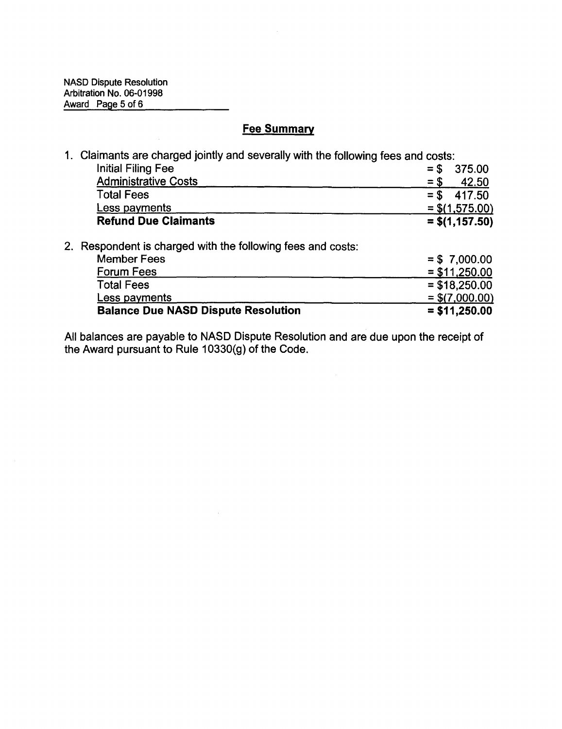## Fee Summary

1. Claimants are charged jointly and severally with the following fees and costs:

| | |
|---|---|
| Initial Filing Fee | = $ 375.00 |
| Administrative Costs | = $ 42.50 |
| Total Fees | = $ 417.50 |
| Less payments | = $(1,575.00) |
| **Refund Due Claimants** | **= $(1,157.50)** |

2. Respondent is charged with the following fees and costs:

| | |
|---|---|
| Member Fees | = $ 7,000.00 |
| Forum Fees | = $11,250.00 |
| Total Fees | = $18,250.00 |
| Less payments | = $(7,000.00) |
| **Balance Due NASD Dispute Resolution** | **= $11,250.00** |

All balances are payable to NASD Dispute Resolution and are due upon the receipt of the Award pursuant to Rule 10330(g) of the Code.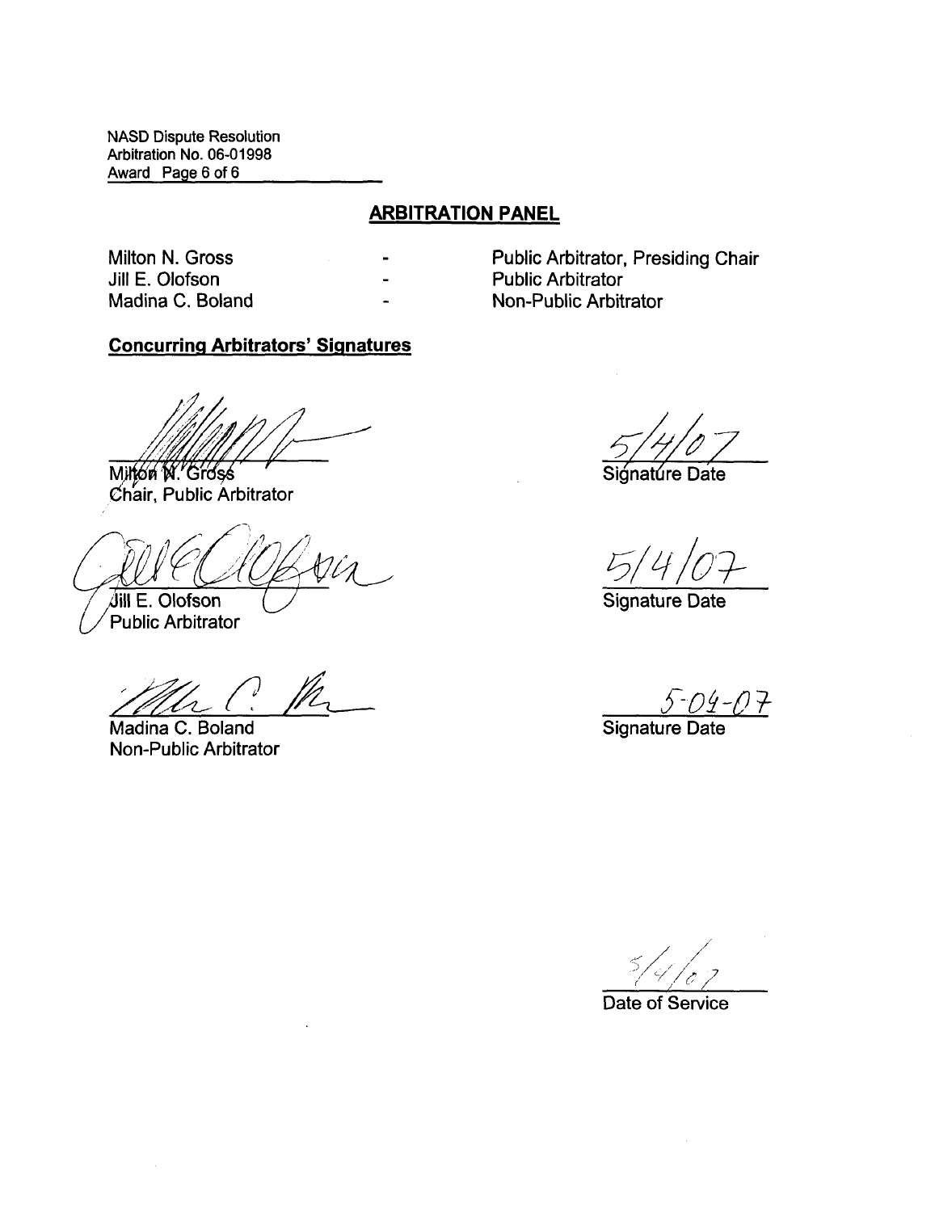## ARBITRATION PANEL

| | | |
|---|---|---|
| Milton N. Gross | - | Public Arbitrator, Presiding Chair |
| Jill E. Olofson | - | Public Arbitrator |
| Madina C. Boland | - | Non-Public Arbitrator |

### Concurring Arbitrators' Signatures

| | |
|---|---|
| Milton N. Gross<br>Chair, Public Arbitrator | 5/4/07<br>Signature Date |
| Jill E. Olofson<br>Public Arbitrator | 5/4/07<br>Signature Date |
| Madina C. Boland<br>Non-Public Arbitrator | 5-04-07<br>Signature Date |

5/4/07
Date of Service